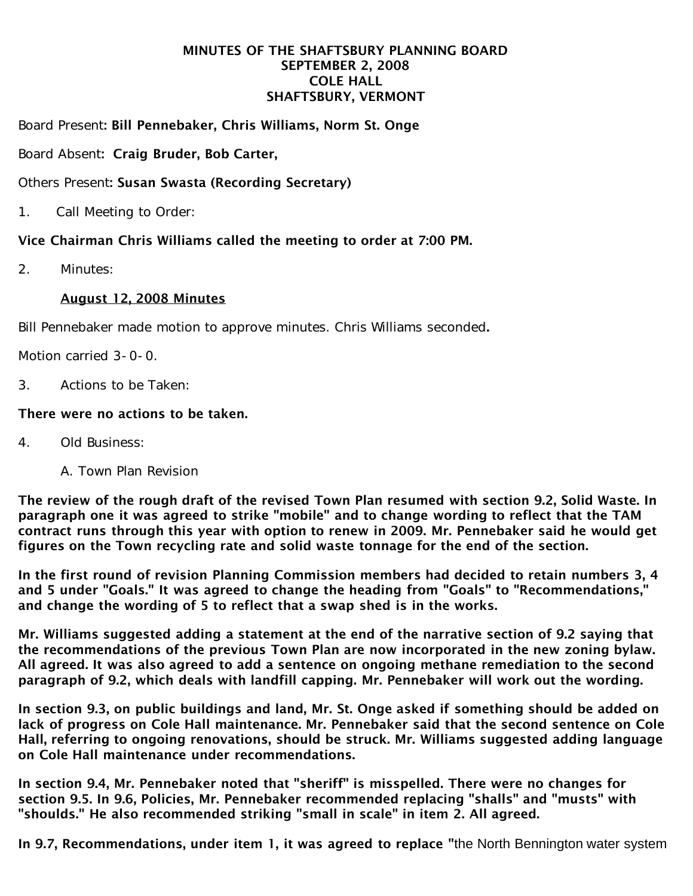**MINUTES OF THE SHAFTSBURY PLANNING BOARD**
**SEPTEMBER 2, 2008**
**COLE HALL**
**SHAFTSBURY, VERMONT**

Board Present: **Bill Pennebaker, Chris Williams, Norm St. Onge**

Board Absent: **Craig Bruder, Bob Carter,**

Others Present: **Susan Swasta (Recording Secretary)**

1. Call Meeting to Order:

**Vice Chairman Chris Williams called the meeting to order at 7:00 PM.**

2. Minutes:

<u>**August 12, 2008 Minutes**</u>

Bill Pennebaker made motion to approve minutes. Chris Williams seconded.

Motion carried 3-0-0.

3. Actions to be Taken:

**There were no actions to be taken.**

4. Old Business:

A. Town Plan Revision

**The review of the rough draft of the revised Town Plan resumed with section 9.2, Solid Waste. In paragraph one it was agreed to strike "mobile" and to change wording to reflect that the TAM contract runs through this year with option to renew in 2009. Mr. Pennebaker said he would get figures on the Town recycling rate and solid waste tonnage for the end of the section.**

**In the first round of revision Planning Commission members had decided to retain numbers 3, 4 and 5 under "Goals." It was agreed to change the heading from "Goals" to "Recommendations," and change the wording of 5 to reflect that a swap shed is in the works.**

**Mr. Williams suggested adding a statement at the end of the narrative section of 9.2 saying that the recommendations of the previous Town Plan are now incorporated in the new zoning bylaw. All agreed. It was also agreed to add a sentence on ongoing methane remediation to the second paragraph of 9.2, which deals with landfill capping. Mr. Pennebaker will work out the wording.**

**In section 9.3, on public buildings and land, Mr. St. Onge asked if something should be added on lack of progress on Cole Hall maintenance. Mr. Pennebaker said that the second sentence on Cole Hall, referring to ongoing renovations, should be struck. Mr. Williams suggested adding language on Cole Hall maintenance under recommendations.**

**In section 9.4, Mr. Pennebaker noted that "sheriff" is misspelled. There were no changes for section 9.5. In 9.6, Policies, Mr. Pennebaker recommended replacing "shalls" and "musts" with "shoulds." He also recommended striking "small in scale" in item 2. All agreed.**

**In 9.7, Recommendations, under item 1, it was agreed to replace "**the North Bennington water system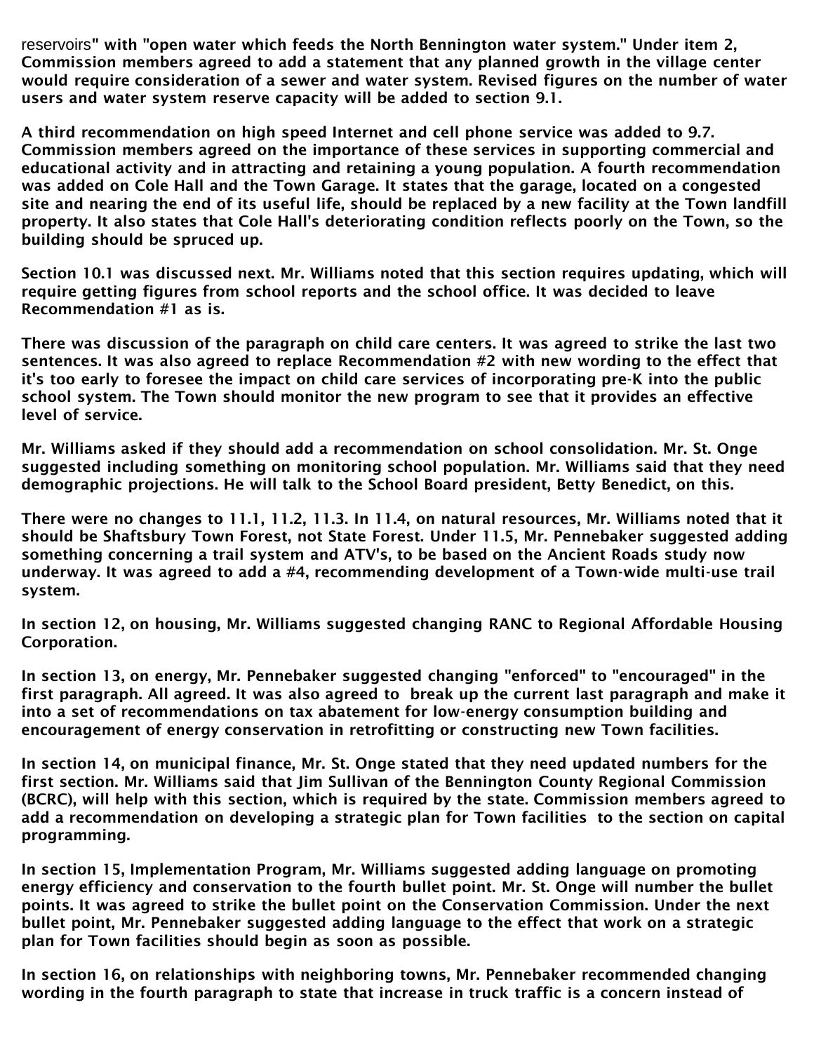reservoirs" with "open water which feeds the North Bennington water system." Under item 2, Commission members agreed to add a statement that any planned growth in the village center would require consideration of a sewer and water system. Revised figures on the number of water users and water system reserve capacity will be added to section 9.1.

A third recommendation on high speed Internet and cell phone service was added to 9.7. Commission members agreed on the importance of these services in supporting commercial and educational activity and in attracting and retaining a young population. A fourth recommendation was added on Cole Hall and the Town Garage. It states that the garage, located on a congested site and nearing the end of its useful life, should be replaced by a new facility at the Town landfill property. It also states that Cole Hall's deteriorating condition reflects poorly on the Town, so the building should be spruced up.

Section 10.1 was discussed next. Mr. Williams noted that this section requires updating, which will require getting figures from school reports and the school office. It was decided to leave Recommendation #1 as is.

There was discussion of the paragraph on child care centers. It was agreed to strike the last two sentences. It was also agreed to replace Recommendation #2 with new wording to the effect that it's too early to foresee the impact on child care services of incorporating pre-K into the public school system. The Town should monitor the new program to see that it provides an effective level of service.

Mr. Williams asked if they should add a recommendation on school consolidation. Mr. St. Onge suggested including something on monitoring school population. Mr. Williams said that they need demographic projections. He will talk to the School Board president, Betty Benedict, on this.

There were no changes to 11.1, 11.2, 11.3. In 11.4, on natural resources, Mr. Williams noted that it should be Shaftsbury Town Forest, not State Forest. Under 11.5, Mr. Pennebaker suggested adding something concerning a trail system and ATV's, to be based on the Ancient Roads study now underway. It was agreed to add a #4, recommending development of a Town-wide multi-use trail system.

In section 12, on housing, Mr. Williams suggested changing RANC to Regional Affordable Housing Corporation.

In section 13, on energy, Mr. Pennebaker suggested changing "enforced" to "encouraged" in the first paragraph. All agreed. It was also agreed to break up the current last paragraph and make it into a set of recommendations on tax abatement for low-energy consumption building and encouragement of energy conservation in retrofitting or constructing new Town facilities.

In section 14, on municipal finance, Mr. St. Onge stated that they need updated numbers for the first section. Mr. Williams said that Jim Sullivan of the Bennington County Regional Commission (BCRC), will help with this section, which is required by the state. Commission members agreed to add a recommendation on developing a strategic plan for Town facilities to the section on capital programming.

In section 15, Implementation Program, Mr. Williams suggested adding language on promoting energy efficiency and conservation to the fourth bullet point. Mr. St. Onge will number the bullet points. It was agreed to strike the bullet point on the Conservation Commission. Under the next bullet point, Mr. Pennebaker suggested adding language to the effect that work on a strategic plan for Town facilities should begin as soon as possible.

In section 16, on relationships with neighboring towns, Mr. Pennebaker recommended changing wording in the fourth paragraph to state that increase in truck traffic is a concern instead of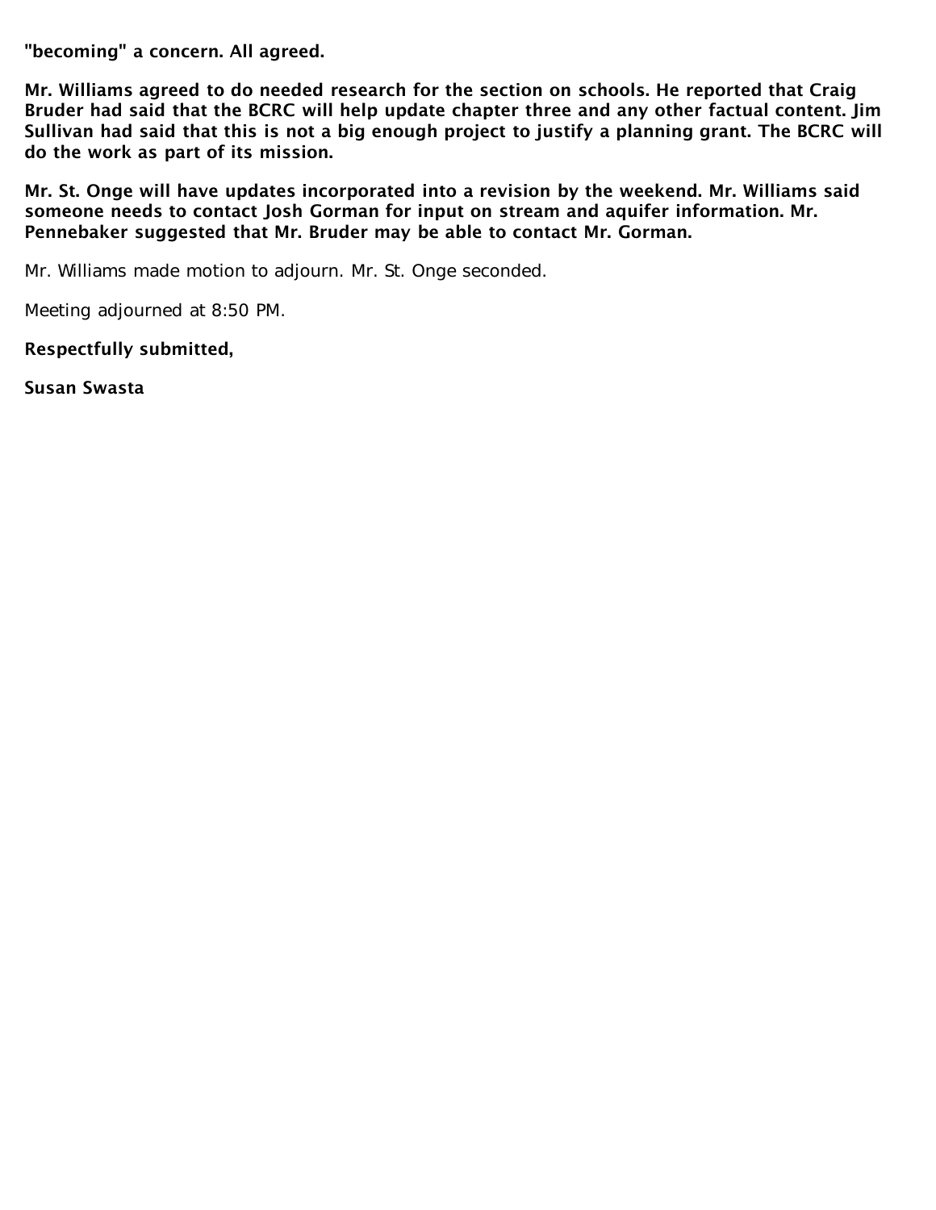**"becoming" a concern. All agreed.**

**Mr. Williams agreed to do needed research for the section on schools. He reported that Craig Bruder had said that the BCRC will help update chapter three and any other factual content. Jim Sullivan had said that this is not a big enough project to justify a planning grant. The BCRC will do the work as part of its mission.**

**Mr. St. Onge will have updates incorporated into a revision by the weekend. Mr. Williams said someone needs to contact Josh Gorman for input on stream and aquifer information. Mr. Pennebaker suggested that Mr. Bruder may be able to contact Mr. Gorman.**

Mr. Williams made motion to adjourn. Mr. St. Onge seconded.

Meeting adjourned at 8:50 PM.

**Respectfully submitted,**

**Susan Swasta**